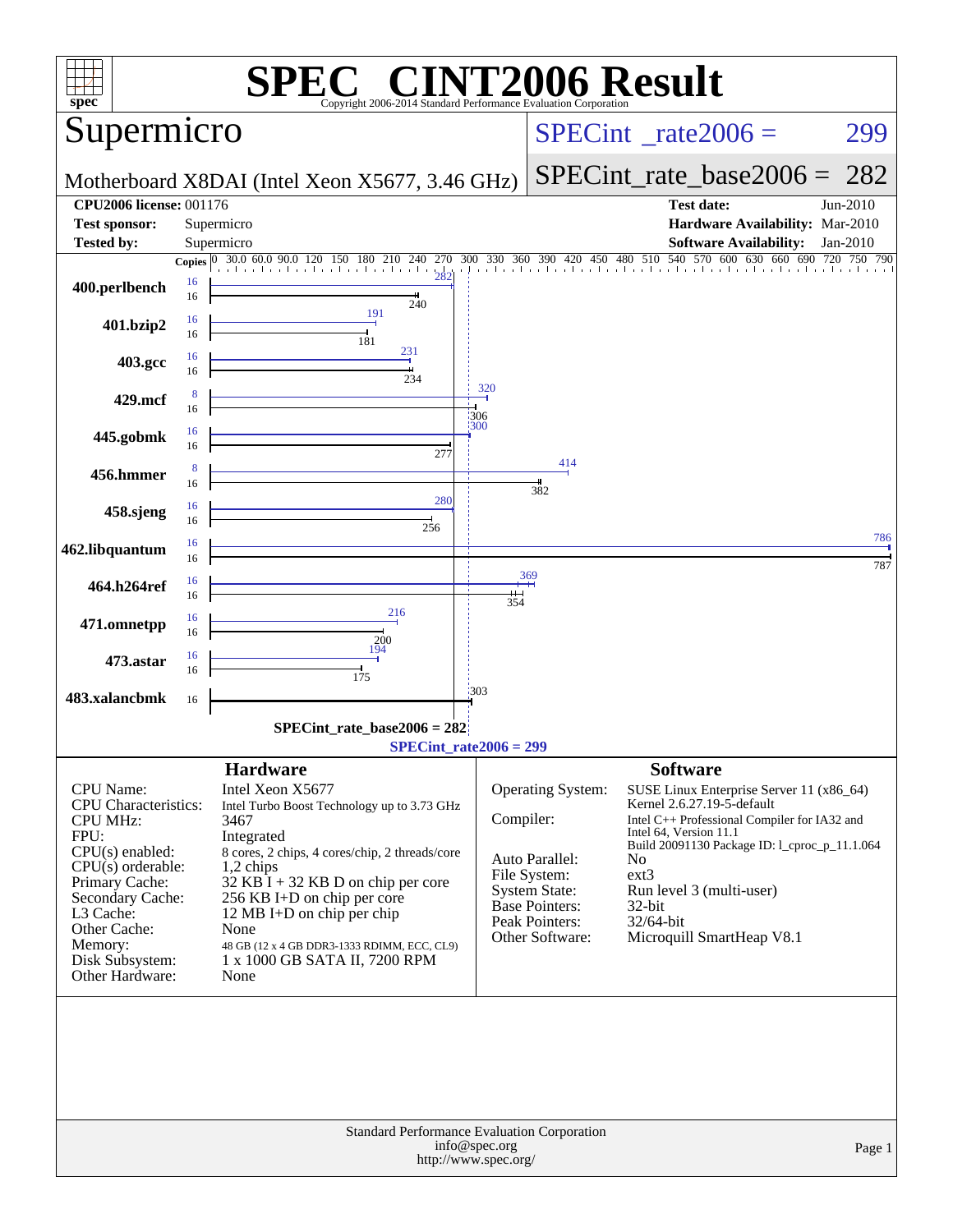# SPEC CINT2006 Result

Copyright 2006-2014 Standard Performance Evaluation Corporation

## Supermicro

Motherboard X8DAI (Intel Xeon X5677, 3.46 GHz)

SPECint_rate2006 = 299

SPECint_rate_base2006 = 282

| | | | |
|---|---|---|---|
| **CPU2006 license:** 001176 | | **Test date:** | Jun-2010 |
| **Test sponsor:** | Supermicro | **Hardware Availability:** | Mar-2010 |
| **Tested by:** | Supermicro | **Software Availability:** | Jan-2010 |

| Benchmark | Copies (peak) | Copies (base) | Peak | Base |
|---|---|---|---|---|
| 400.perlbench | 16 | 16 | 282 | 240 |
| 401.bzip2 | 16 | 16 | 191 | 181 |
| 403.gcc | 16 | 16 | 231 | 234 |
| 429.mcf | 8 | 16 | 320 | 306 |
| 445.gobmk | 16 | 16 | 300 | 277 |
| 456.hmmer | 8 | 16 | 414 | 382 |
| 458.sjeng | 16 | 16 | 280 | 256 |
| 462.libquantum | 16 | 16 | 786 | 787 |
| 464.h264ref | 16 | 16 | 369 | 354 |
| 471.omnetpp | 16 | 16 | 216 | 200 |
| 473.astar | 16 | 16 | 194 | 175 |
| 483.xalancbmk | | 16 | | 303 |

SPECint_rate_base2006 = 282

SPECint_rate2006 = 299

### Hardware

| | |
|---|---|
| CPU Name: | Intel Xeon X5677 |
| CPU Characteristics: | Intel Turbo Boost Technology up to 3.73 GHz |
| CPU MHz: | 3467 |
| FPU: | Integrated |
| CPU(s) enabled: | 8 cores, 2 chips, 4 cores/chip, 2 threads/core |
| CPU(s) orderable: | 1,2 chips |
| Primary Cache: | 32 KB I + 32 KB D on chip per core |
| Secondary Cache: | 256 KB I+D on chip per core |
| L3 Cache: | 12 MB I+D on chip per chip |
| Other Cache: | None |
| Memory: | 48 GB (12 x 4 GB DDR3-1333 RDIMM, ECC, CL9) |
| Disk Subsystem: | 1 x 1000 GB SATA II, 7200 RPM |
| Other Hardware: | None |

### Software

| | |
|---|---|
| Operating System: | SUSE Linux Enterprise Server 11 (x86_64) Kernel 2.6.27.19-5-default |
| Compiler: | Intel C++ Professional Compiler for IA32 and Intel 64, Version 11.1 Build 20091130 Package ID: l_cproc_p_11.1.064 |
| Auto Parallel: | No |
| File System: | ext3 |
| System State: | Run level 3 (multi-user) |
| Base Pointers: | 32-bit |
| Peak Pointers: | 32/64-bit |
| Other Software: | Microquill SmartHeap V8.1 |

Standard Performance Evaluation Corporation
info@spec.org
http://www.spec.org/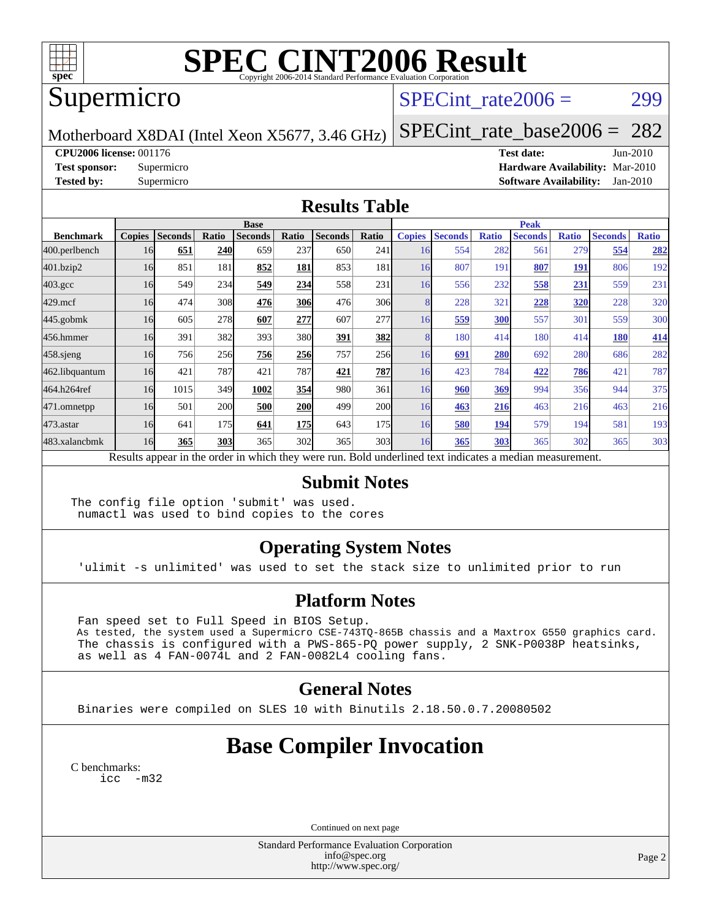# SPEC CINT2006 Result

Copyright 2006-2014 Standard Performance Evaluation Corporation

## Supermicro

Motherboard X8DAI (Intel Xeon X5677, 3.46 GHz)

SPECint_rate2006 = 299

SPECint_rate_base2006 = 282

**CPU2006 license:** 001176
**Test sponsor:** Supermicro
**Tested by:** Supermicro

**Test date:** Jun-2010
**Hardware Availability:** Mar-2010
**Software Availability:** Jan-2010

## Results Table

| Benchmark | Base | | | | | | | Peak | | | | | | |
|---|---|---|---|---|---|---|---|---|---|---|---|---|---|---|
| | Copies | Seconds | Ratio | Seconds | Ratio | Seconds | Ratio | Copies | Seconds | Ratio | Seconds | Ratio | Seconds | Ratio |
| 400.perlbench | 16 | **651** | **240** | 659 | 237 | 650 | 241 | 16 | 554 | 282 | 561 | 279 | **554** | **282** |
| 401.bzip2 | 16 | 851 | 181 | **852** | **181** | 853 | 181 | 16 | 807 | 191 | **807** | **191** | 806 | 192 |
| 403.gcc | 16 | 549 | 234 | **549** | **234** | 558 | 231 | 16 | 556 | 232 | **558** | **231** | 559 | 231 |
| 429.mcf | 16 | 474 | 308 | **476** | **306** | 476 | 306 | 8 | 228 | 321 | **228** | **320** | 228 | 320 |
| 445.gobmk | 16 | 605 | 278 | **607** | **277** | 607 | 277 | 16 | **559** | **300** | 557 | 301 | 559 | 300 |
| 456.hmmer | 16 | 391 | 382 | 393 | 380 | **391** | **382** | 8 | 180 | 414 | 180 | 414 | **180** | **414** |
| 458.sjeng | 16 | 756 | 256 | **756** | **256** | 757 | 256 | 16 | **691** | **280** | 692 | 280 | 686 | 282 |
| 462.libquantum | 16 | 421 | 787 | 421 | 787 | **421** | **787** | 16 | 423 | 784 | **422** | **786** | 421 | 787 |
| 464.h264ref | 16 | 1015 | 349 | **1002** | **354** | 980 | 361 | 16 | **960** | **369** | 994 | 356 | 944 | 375 |
| 471.omnetpp | 16 | 501 | 200 | **500** | **200** | 499 | 200 | 16 | **463** | **216** | 463 | 216 | 463 | 216 |
| 473.astar | 16 | 641 | 175 | **641** | **175** | 643 | 175 | 16 | **580** | **194** | 579 | 194 | 581 | 193 |
| 483.xalancbmk | 16 | **365** | **303** | 365 | 302 | 365 | 303 | 16 | **365** | **303** | 365 | 302 | 365 | 303 |

Results appear in the order in which they were run. Bold underlined text indicates a median measurement.

## Submit Notes

```
The config file option 'submit' was used.
 numactl was used to bind copies to the cores
```

## Operating System Notes

```
'ulimit -s unlimited' was used to set the stack size to unlimited prior to run
```

## Platform Notes

```
Fan speed set to Full Speed in BIOS Setup.
As tested, the system used a Supermicro CSE-743TQ-865B chassis and a Maxtrox G550 graphics card.
The chassis is configured with a PWS-865-PQ power supply, 2 SNK-P0038P heatsinks,
as well as 4 FAN-0074L and 2 FAN-0082L4 cooling fans.
```

## General Notes

```
Binaries were compiled on SLES 10 with Binutils 2.18.50.0.7.20080502
```

# Base Compiler Invocation

C benchmarks:

```
icc  -m32
```

Continued on next page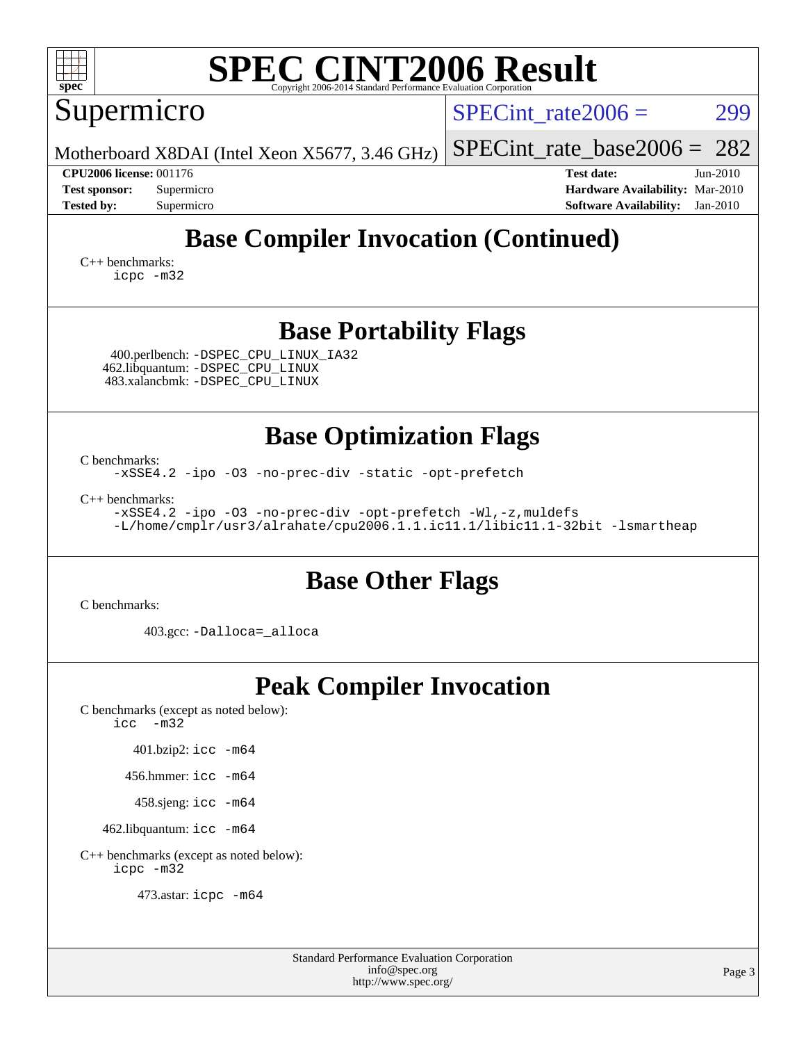# SPEC CINT2006 Result

Copyright 2006-2014 Standard Performance Evaluation Corporation

## Supermicro

Motherboard X8DAI (Intel Xeon X5677, 3.46 GHz)

SPECint_rate2006 = 299

SPECint_rate_base2006 = 282

**CPU2006 license:** 001176
**Test sponsor:** Supermicro
**Tested by:** Supermicro

**Test date:** Jun-2010
**Hardware Availability:** Mar-2010
**Software Availability:** Jan-2010

## Base Compiler Invocation (Continued)

C++ benchmarks:
```
icpc -m32
```

## Base Portability Flags

400.perlbench: `-DSPEC_CPU_LINUX_IA32`
462.libquantum: `-DSPEC_CPU_LINUX`
483.xalancbmk: `-DSPEC_CPU_LINUX`

## Base Optimization Flags

C benchmarks:
```
-xSSE4.2 -ipo -O3 -no-prec-div -static -opt-prefetch
```

C++ benchmarks:
```
-xSSE4.2 -ipo -O3 -no-prec-div -opt-prefetch -Wl,-z,muldefs
-L/home/cmplr/usr3/alrahate/cpu2006.1.1.ic11.1/libic11.1-32bit -lsmartheap
```

## Base Other Flags

C benchmarks:

403.gcc: `-Dalloca=_alloca`

## Peak Compiler Invocation

C benchmarks (except as noted below):
```
icc -m32
```

401.bzip2: `icc -m64`

456.hmmer: `icc -m64`

458.sjeng: `icc -m64`

462.libquantum: `icc -m64`

C++ benchmarks (except as noted below):
```
icpc -m32
```

473.astar: `icpc -m64`

Standard Performance Evaluation Corporation
info@spec.org
http://www.spec.org/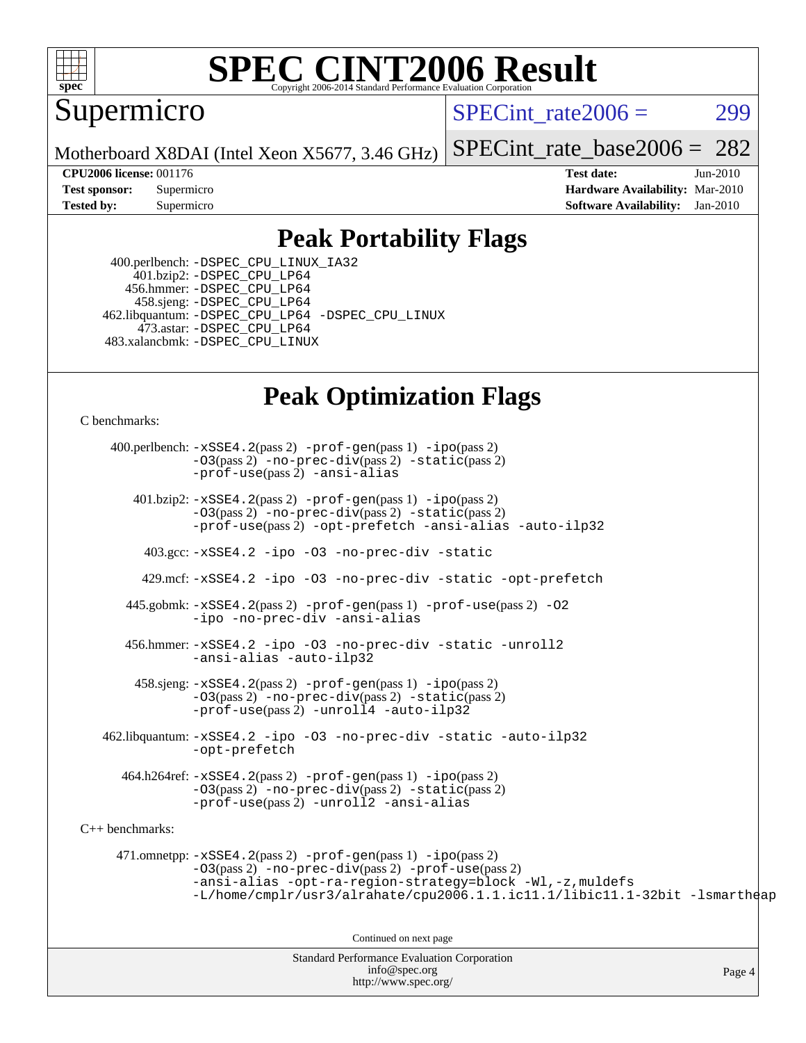# SPEC CINT2006 Result

Copyright 2006-2014 Standard Performance Evaluation Corporation

**Supermicro**

Motherboard X8DAI (Intel Xeon X5677, 3.46 GHz)

SPECint_rate2006 = 299

SPECint_rate_base2006 = 282

| | | | |
|---|---|---|---|
| **CPU2006 license:** | 001176 | **Test date:** | Jun-2010 |
| **Test sponsor:** | Supermicro | **Hardware Availability:** | Mar-2010 |
| **Tested by:** | Supermicro | **Software Availability:** | Jan-2010 |

## Peak Portability Flags

400.perlbench: -DSPEC_CPU_LINUX_IA32
401.bzip2: -DSPEC_CPU_LP64
456.hmmer: -DSPEC_CPU_LP64
458.sjeng: -DSPEC_CPU_LP64
462.libquantum: -DSPEC_CPU_LP64 -DSPEC_CPU_LINUX
473.astar: -DSPEC_CPU_LP64
483.xalancbmk: -DSPEC_CPU_LINUX

## Peak Optimization Flags

C benchmarks:

400.perlbench: -xSSE4.2(pass 2) -prof-gen(pass 1) -ipo(pass 2) -O3(pass 2) -no-prec-div(pass 2) -static(pass 2) -prof-use(pass 2) -ansi-alias

401.bzip2: -xSSE4.2(pass 2) -prof-gen(pass 1) -ipo(pass 2) -O3(pass 2) -no-prec-div(pass 2) -static(pass 2) -prof-use(pass 2) -opt-prefetch -ansi-alias -auto-ilp32

403.gcc: -xSSE4.2 -ipo -O3 -no-prec-div -static

429.mcf: -xSSE4.2 -ipo -O3 -no-prec-div -static -opt-prefetch

445.gobmk: -xSSE4.2(pass 2) -prof-gen(pass 1) -prof-use(pass 2) -O2 -ipo -no-prec-div -ansi-alias

456.hmmer: -xSSE4.2 -ipo -O3 -no-prec-div -static -unroll2 -ansi-alias -auto-ilp32

458.sjeng: -xSSE4.2(pass 2) -prof-gen(pass 1) -ipo(pass 2) -O3(pass 2) -no-prec-div(pass 2) -static(pass 2) -prof-use(pass 2) -unroll4 -auto-ilp32

462.libquantum: -xSSE4.2 -ipo -O3 -no-prec-div -static -auto-ilp32 -opt-prefetch

464.h264ref: -xSSE4.2(pass 2) -prof-gen(pass 1) -ipo(pass 2) -O3(pass 2) -no-prec-div(pass 2) -static(pass 2) -prof-use(pass 2) -unroll2 -ansi-alias

C++ benchmarks:

471.omnetpp: -xSSE4.2(pass 2) -prof-gen(pass 1) -ipo(pass 2) -O3(pass 2) -no-prec-div(pass 2) -prof-use(pass 2) -ansi-alias -opt-ra-region-strategy=block -Wl,-z,muldefs -L/home/cmplr/usr3/alrahate/cpu2006.1.1.ic11.1/libic11.1-32bit -lsmartheap

Continued on next page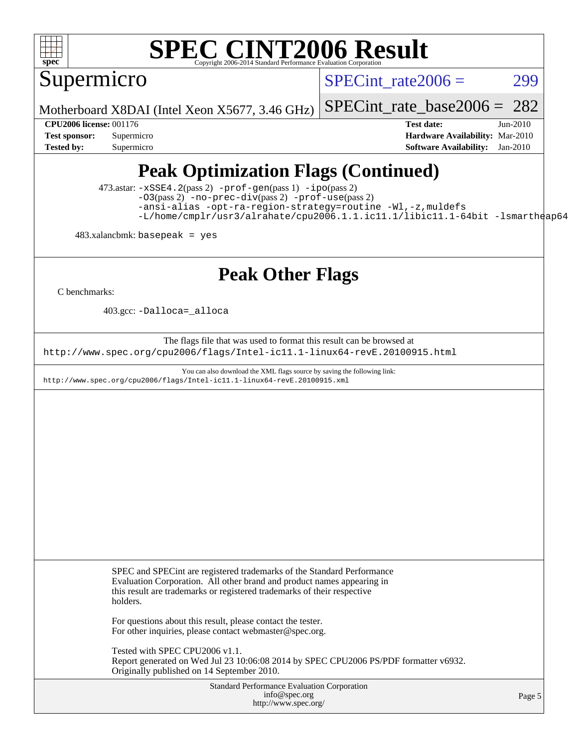# SPEC CINT2006 Result

Copyright 2006-2014 Standard Performance Evaluation Corporation

Supermicro

Motherboard X8DAI (Intel Xeon X5677, 3.46 GHz)

SPECint_rate2006 = 299

SPECint_rate_base2006 = 282

**CPU2006 license:** 001176
**Test sponsor:** Supermicro
**Tested by:** Supermicro

**Test date:** Jun-2010
**Hardware Availability:** Mar-2010
**Software Availability:** Jan-2010

## Peak Optimization Flags (Continued)

473.astar: `-xSSE4.2`(pass 2) `-prof-gen`(pass 1) `-ipo`(pass 2) `-O3`(pass 2) `-no-prec-div`(pass 2) `-prof-use`(pass 2) `-ansi-alias` `-opt-ra-region-strategy=routine` `-Wl,-z,muldefs` `-L/home/cmplr/usr3/alrahate/cpu2006.1.1.ic11.1/libic11.1-64bit` `-lsmartheap64`

483.xalancbmk: `basepeak = yes`

## Peak Other Flags

C benchmarks:

403.gcc: `-Dalloca=_alloca`

The flags file that was used to format this result can be browsed at
http://www.spec.org/cpu2006/flags/Intel-ic11.1-linux64-revE.20100915.html

You can also download the XML flags source by saving the following link:
http://www.spec.org/cpu2006/flags/Intel-ic11.1-linux64-revE.20100915.xml

SPEC and SPECint are registered trademarks of the Standard Performance Evaluation Corporation. All other brand and product names appearing in this result are trademarks or registered trademarks of their respective holders.

For questions about this result, please contact the tester.
For other inquiries, please contact webmaster@spec.org.

Tested with SPEC CPU2006 v1.1.
Report generated on Wed Jul 23 10:06:08 2014 by SPEC CPU2006 PS/PDF formatter v6932.
Originally published on 14 September 2010.

Standard Performance Evaluation Corporation
info@spec.org
http://www.spec.org/